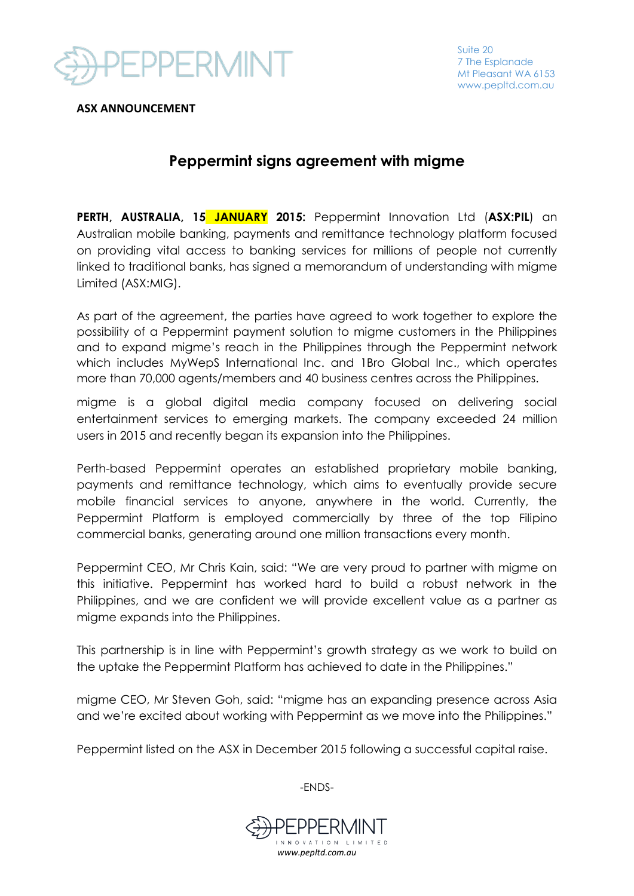**ASX ANNOUNCEMENT**

## Peppermint signs agreement with migme

**PERTH, AUSTRALIA, 15 JANUARY 2015:** Peppermint Innovation Ltd (**ASX:PIL**) an Australian mobile banking, payments and remittance technology platform focused on providing vital access to banking services for millions of people not currently linked to traditional banks, has signed a memorandum of understanding with migme Limited (ASX:MIG).

As part of the agreement, the parties have agreed to work together to explore the possibility of a Peppermint payment solution to migme customers in the Philippines and to expand migme's reach in the Philippines through the Peppermint network which includes MyWepS International Inc. and 1Bro Global Inc., which operates more than 70,000 agents/members and 40 business centres across the Philippines.

migme is a global digital media company focused on delivering social entertainment services to emerging markets. The company exceeded 24 million users in 2015 and recently began its expansion into the Philippines.

Perth-based Peppermint operates an established proprietary mobile banking, payments and remittance technology, which aims to eventually provide secure mobile financial services to anyone, anywhere in the world. Currently, the Peppermint Platform is employed commercially by three of the top Filipino commercial banks, generating around one million transactions every month.

Peppermint CEO, Mr Chris Kain, said: "We are very proud to partner with migme on this initiative. Peppermint has worked hard to build a robust network in the Philippines, and we are confident we will provide excellent value as a partner as migme expands into the Philippines.

This partnership is in line with Peppermint's growth strategy as we work to build on the uptake the Peppermint Platform has achieved to date in the Philippines."

migme CEO, Mr Steven Goh, said: "migme has an expanding presence across Asia and we're excited about working with Peppermint as we move into the Philippines."

Peppermint listed on the ASX in December 2015 following a successful capital raise.

-ENDS-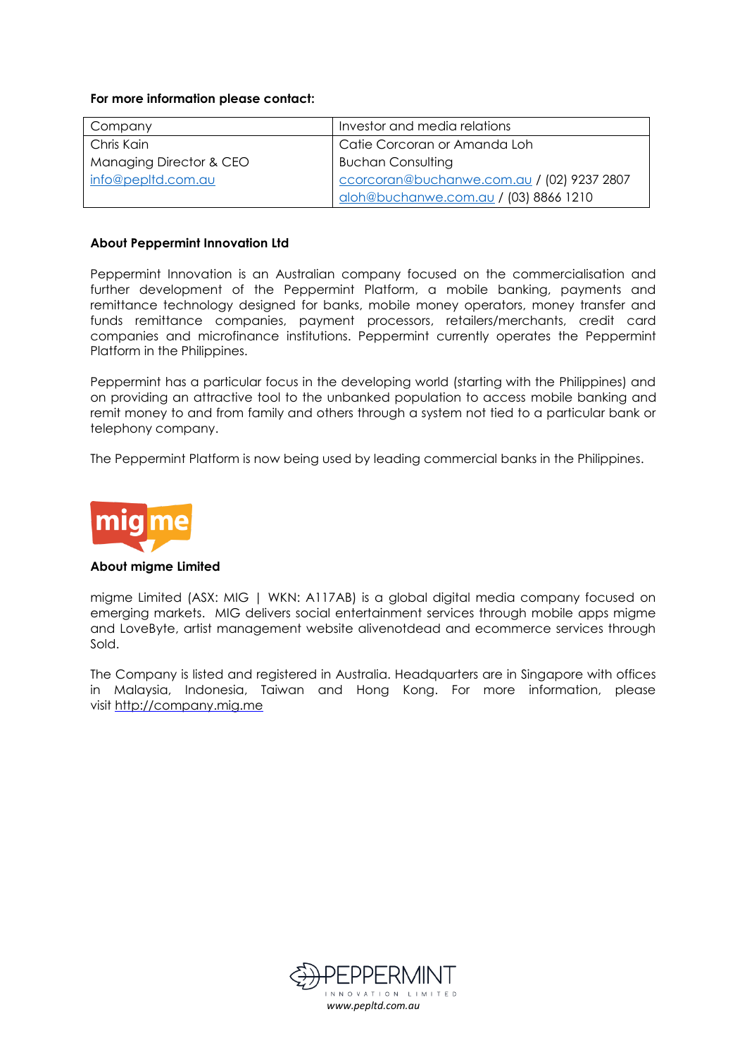**For more information please contact:**

| Company | Investor and media relations |
|---|---|
| Chris Kain<br>Managing Director & CEO<br>info@pepltd.com.au | Catie Corcoran or Amanda Loh<br>Buchan Consulting<br>ccorcoran@buchanwe.com.au / (02) 9237 2807<br>aloh@buchanwe.com.au / (03) 8866 1210 |

**About Peppermint Innovation Ltd**

Peppermint Innovation is an Australian company focused on the commercialisation and further development of the Peppermint Platform, a mobile banking, payments and remittance technology designed for banks, mobile money operators, money transfer and funds remittance companies, payment processors, retailers/merchants, credit card companies and microfinance institutions. Peppermint currently operates the Peppermint Platform in the Philippines.

Peppermint has a particular focus in the developing world (starting with the Philippines) and on providing an attractive tool to the unbanked population to access mobile banking and remit money to and from family and others through a system not tied to a particular bank or telephony company.

The Peppermint Platform is now being used by leading commercial banks in the Philippines.

**About migme Limited**

migme Limited (ASX: MIG | WKN: A117AB) is a global digital media company focused on emerging markets. MIG delivers social entertainment services through mobile apps migme and LoveByte, artist management website alivenotdead and ecommerce services through Sold.

The Company is listed and registered in Australia. Headquarters are in Singapore with offices in Malaysia, Indonesia, Taiwan and Hong Kong. For more information, please visit http://company.mig.me